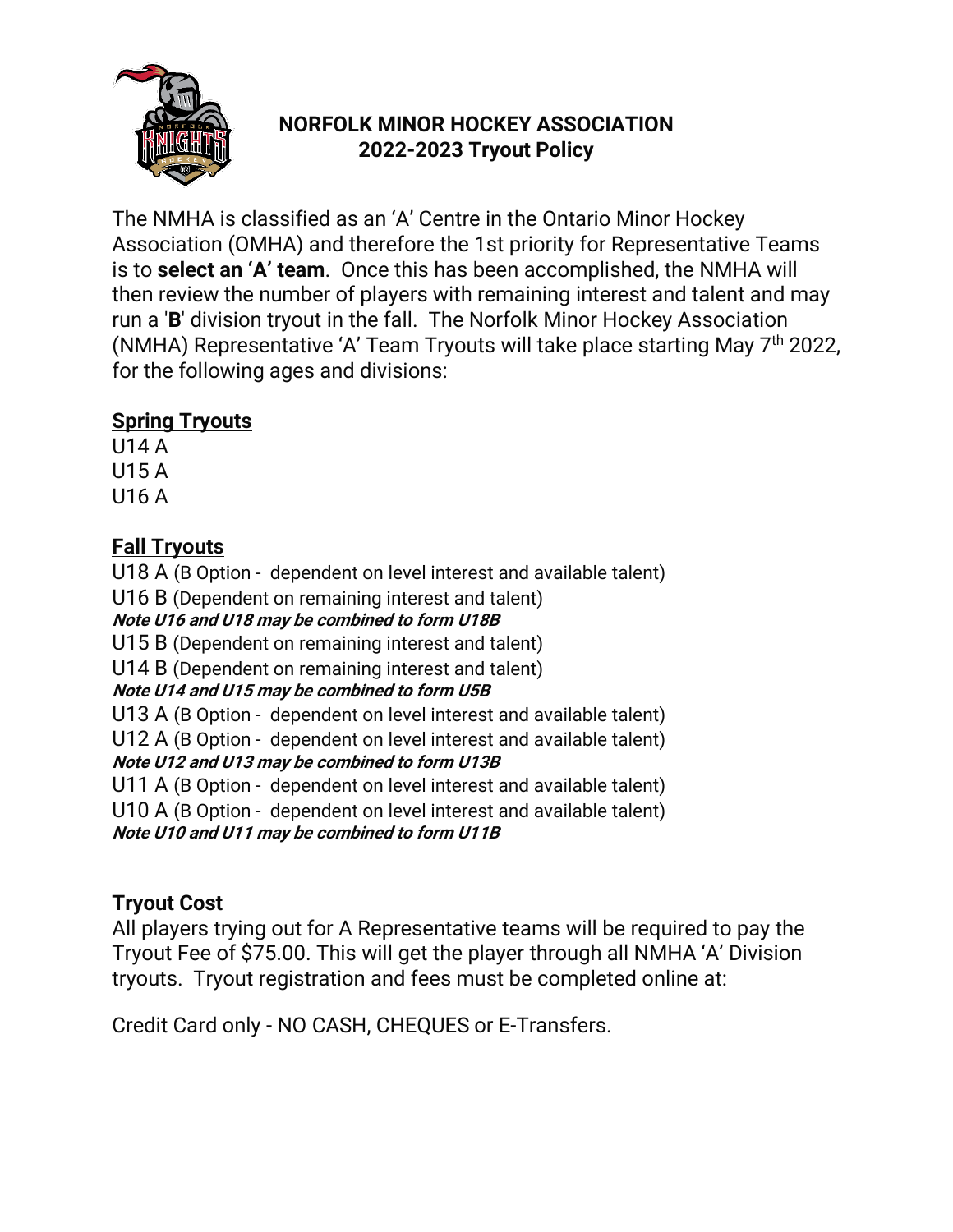# NORFOLK MINOR HOCKEY ASSOCIATION
## 2022-2023 Tryout Policy

The NMHA is classified as an 'A' Centre in the Ontario Minor Hockey Association (OMHA) and therefore the 1st priority for Representative Teams is to **select an 'A' team**. Once this has been accomplished, the NMHA will then review the number of players with remaining interest and talent and may run a '**B**' division tryout in the fall. The Norfolk Minor Hockey Association (NMHA) Representative 'A' Team Tryouts will take place starting May 7th 2022, for the following ages and divisions:

### Spring Tryouts

U14 A
U15 A
U16 A

### Fall Tryouts

U18 A (B Option - dependent on level interest and available talent)
U16 B (Dependent on remaining interest and talent)
***Note U16 and U18 may be combined to form U18B***
U15 B (Dependent on remaining interest and talent)
U14 B (Dependent on remaining interest and talent)
***Note U14 and U15 may be combined to form U5B***
U13 A (B Option - dependent on level interest and available talent)
U12 A (B Option - dependent on level interest and available talent)
***Note U12 and U13 may be combined to form U13B***
U11 A (B Option - dependent on level interest and available talent)
U10 A (B Option - dependent on level interest and available talent)
***Note U10 and U11 may be combined to form U11B***

### Tryout Cost

All players trying out for A Representative teams will be required to pay the Tryout Fee of $75.00. This will get the player through all NMHA 'A' Division tryouts. Tryout registration and fees must be completed online at:

Credit Card only - NO CASH, CHEQUES or E-Transfers.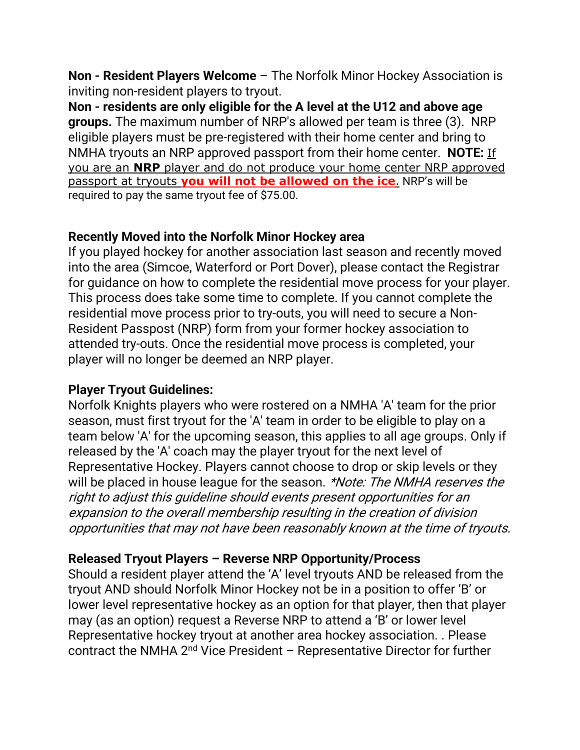**Non - Resident Players Welcome** – The Norfolk Minor Hockey Association is inviting non-resident players to tryout.

**Non - residents are only eligible for the A level at the U12 and above age groups.** The maximum number of NRP's allowed per team is three (3). NRP eligible players must be pre-registered with their home center and bring to NMHA tryouts an NRP approved passport from their home center. **NOTE:** <u>If you are an **NRP** player and do not produce your home center NRP approved passport at tryouts **you will not be allowed on the ice**.</u> NRP's will be required to pay the same tryout fee of $75.00.

**Recently Moved into the Norfolk Minor Hockey area**

If you played hockey for another association last season and recently moved into the area (Simcoe, Waterford or Port Dover), please contact the Registrar for guidance on how to complete the residential move process for your player. This process does take some time to complete. If you cannot complete the residential move process prior to try-outs, you will need to secure a Non-Resident Passpost (NRP) form from your former hockey association to attended try-outs. Once the residential move process is completed, your player will no longer be deemed an NRP player.

**Player Tryout Guidelines:**

Norfolk Knights players who were rostered on a NMHA 'A' team for the prior season, must first tryout for the 'A' team in order to be eligible to play on a team below 'A' for the upcoming season, this applies to all age groups. Only if released by the 'A' coach may the player tryout for the next level of Representative Hockey. Players cannot choose to drop or skip levels or they will be placed in house league for the season. *\*Note: The NMHA reserves the right to adjust this guideline should events present opportunities for an expansion to the overall membership resulting in the creation of division opportunities that may not have been reasonably known at the time of tryouts.*

**Released Tryout Players – Reverse NRP Opportunity/Process**

Should a resident player attend the 'A' level tryouts AND be released from the tryout AND should Norfolk Minor Hockey not be in a position to offer 'B' or lower level representative hockey as an option for that player, then that player may (as an option) request a Reverse NRP to attend a 'B' or lower level Representative hockey tryout at another area hockey association. . Please contract the NMHA 2nd Vice President – Representative Director for further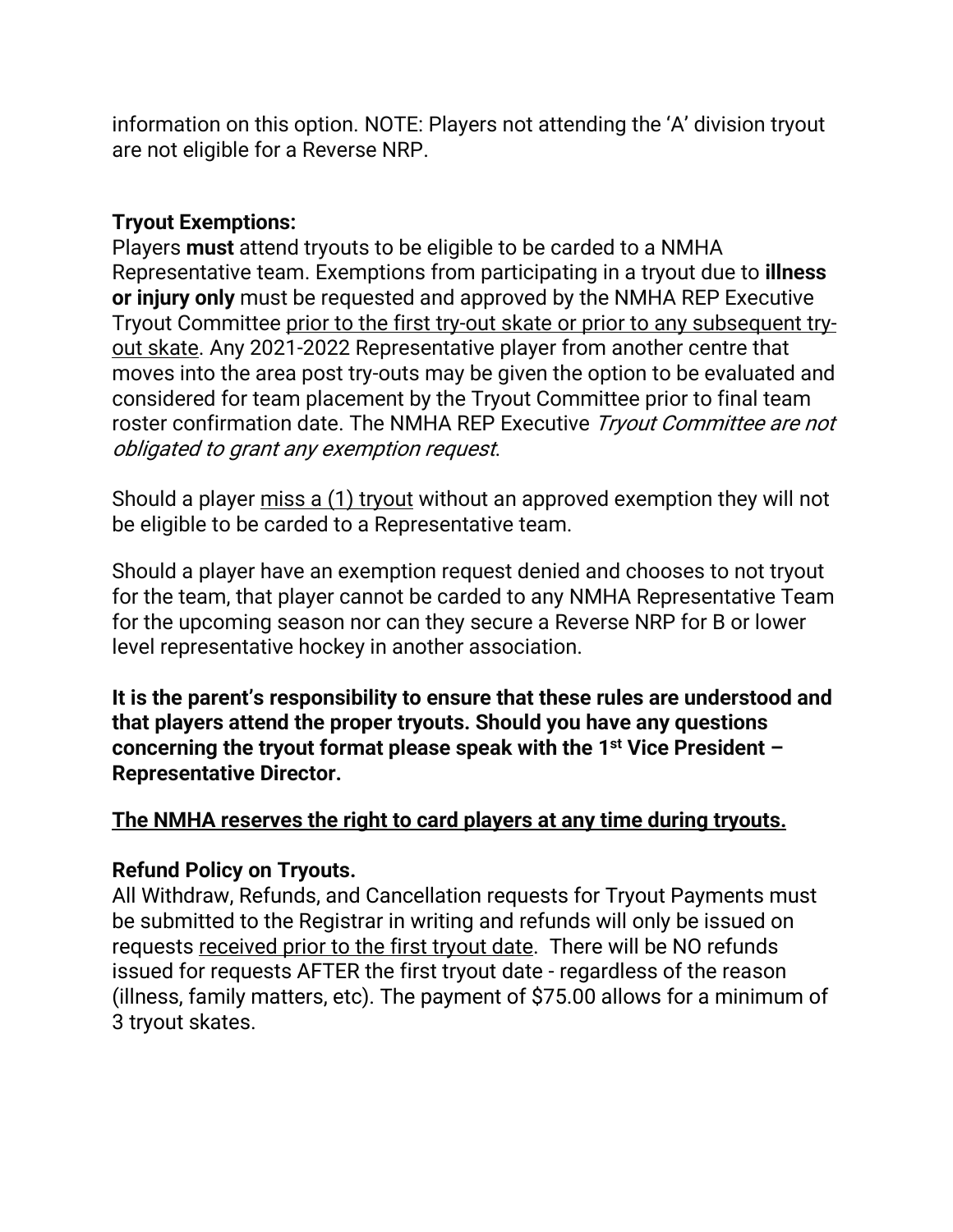information on this option. NOTE: Players not attending the 'A' division tryout are not eligible for a Reverse NRP.

**Tryout Exemptions:**

Players **must** attend tryouts to be eligible to be carded to a NMHA Representative team. Exemptions from participating in a tryout due to **illness or injury only** must be requested and approved by the NMHA REP Executive Tryout Committee prior to the first try-out skate or prior to any subsequent try-out skate. Any 2021-2022 Representative player from another centre that moves into the area post try-outs may be given the option to be evaluated and considered for team placement by the Tryout Committee prior to final team roster confirmation date. The NMHA REP Executive *Tryout Committee are not obligated to grant any exemption request*.

Should a player miss a (1) tryout without an approved exemption they will not be eligible to be carded to a Representative team.

Should a player have an exemption request denied and chooses to not tryout for the team, that player cannot be carded to any NMHA Representative Team for the upcoming season nor can they secure a Reverse NRP for B or lower level representative hockey in another association.

**It is the parent's responsibility to ensure that these rules are understood and that players attend the proper tryouts. Should you have any questions concerning the tryout format please speak with the 1st Vice President – Representative Director.**

**The NMHA reserves the right to card players at any time during tryouts.**

**Refund Policy on Tryouts.**

All Withdraw, Refunds, and Cancellation requests for Tryout Payments must be submitted to the Registrar in writing and refunds will only be issued on requests received prior to the first tryout date. There will be NO refunds issued for requests AFTER the first tryout date - regardless of the reason (illness, family matters, etc). The payment of $75.00 allows for a minimum of 3 tryout skates.